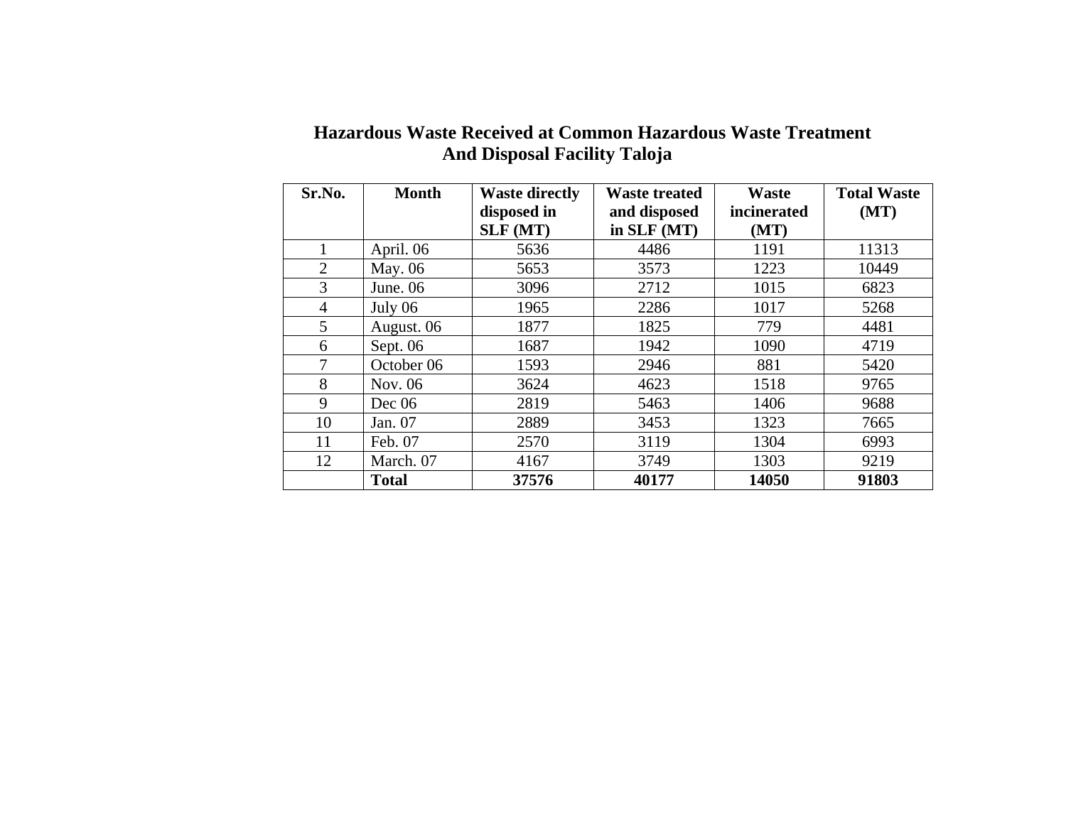# Hazardous Waste Received at Common Hazardous Waste Treatment And Disposal Facility Taloja

| Sr.No. | Month | Waste directly disposed in SLF (MT) | Waste treated and disposed in SLF (MT) | Waste incinerated (MT) | Total Waste (MT) |
|---|---|---|---|---|---|
| 1 | April. 06 | 5636 | 4486 | 1191 | 11313 |
| 2 | May. 06 | 5653 | 3573 | 1223 | 10449 |
| 3 | June. 06 | 3096 | 2712 | 1015 | 6823 |
| 4 | July 06 | 1965 | 2286 | 1017 | 5268 |
| 5 | August. 06 | 1877 | 1825 | 779 | 4481 |
| 6 | Sept. 06 | 1687 | 1942 | 1090 | 4719 |
| 7 | October 06 | 1593 | 2946 | 881 | 5420 |
| 8 | Nov. 06 | 3624 | 4623 | 1518 | 9765 |
| 9 | Dec 06 | 2819 | 5463 | 1406 | 9688 |
| 10 | Jan. 07 | 2889 | 3453 | 1323 | 7665 |
| 11 | Feb. 07 | 2570 | 3119 | 1304 | 6993 |
| 12 | March. 07 | 4167 | 3749 | 1303 | 9219 |
| | **Total** | **37576** | **40177** | **14050** | **91803** |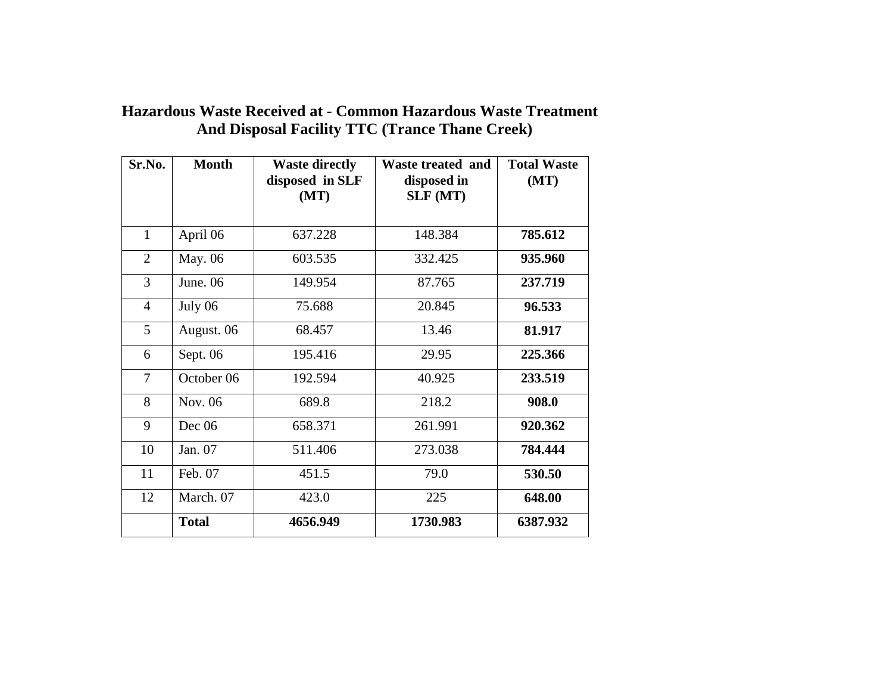## Hazardous Waste Received at - Common Hazardous Waste Treatment And Disposal Facility TTC (Trance Thane Creek)

| Sr.No. | Month | Waste directly disposed in SLF (MT) | Waste treated and disposed in SLF (MT) | Total Waste (MT) |
|---|---|---|---|---|
| 1 | April 06 | 637.228 | 148.384 | **785.612** |
| 2 | May. 06 | 603.535 | 332.425 | **935.960** |
| 3 | June. 06 | 149.954 | 87.765 | **237.719** |
| 4 | July 06 | 75.688 | 20.845 | **96.533** |
| 5 | August. 06 | 68.457 | 13.46 | **81.917** |
| 6 | Sept. 06 | 195.416 | 29.95 | **225.366** |
| 7 | October 06 | 192.594 | 40.925 | **233.519** |
| 8 | Nov. 06 | 689.8 | 218.2 | **908.0** |
| 9 | Dec 06 | 658.371 | 261.991 | **920.362** |
| 10 | Jan. 07 | 511.406 | 273.038 | **784.444** |
| 11 | Feb. 07 | 451.5 | 79.0 | **530.50** |
| 12 | March. 07 | 423.0 | 225 | **648.00** |
| | **Total** | **4656.949** | **1730.983** | **6387.932** |